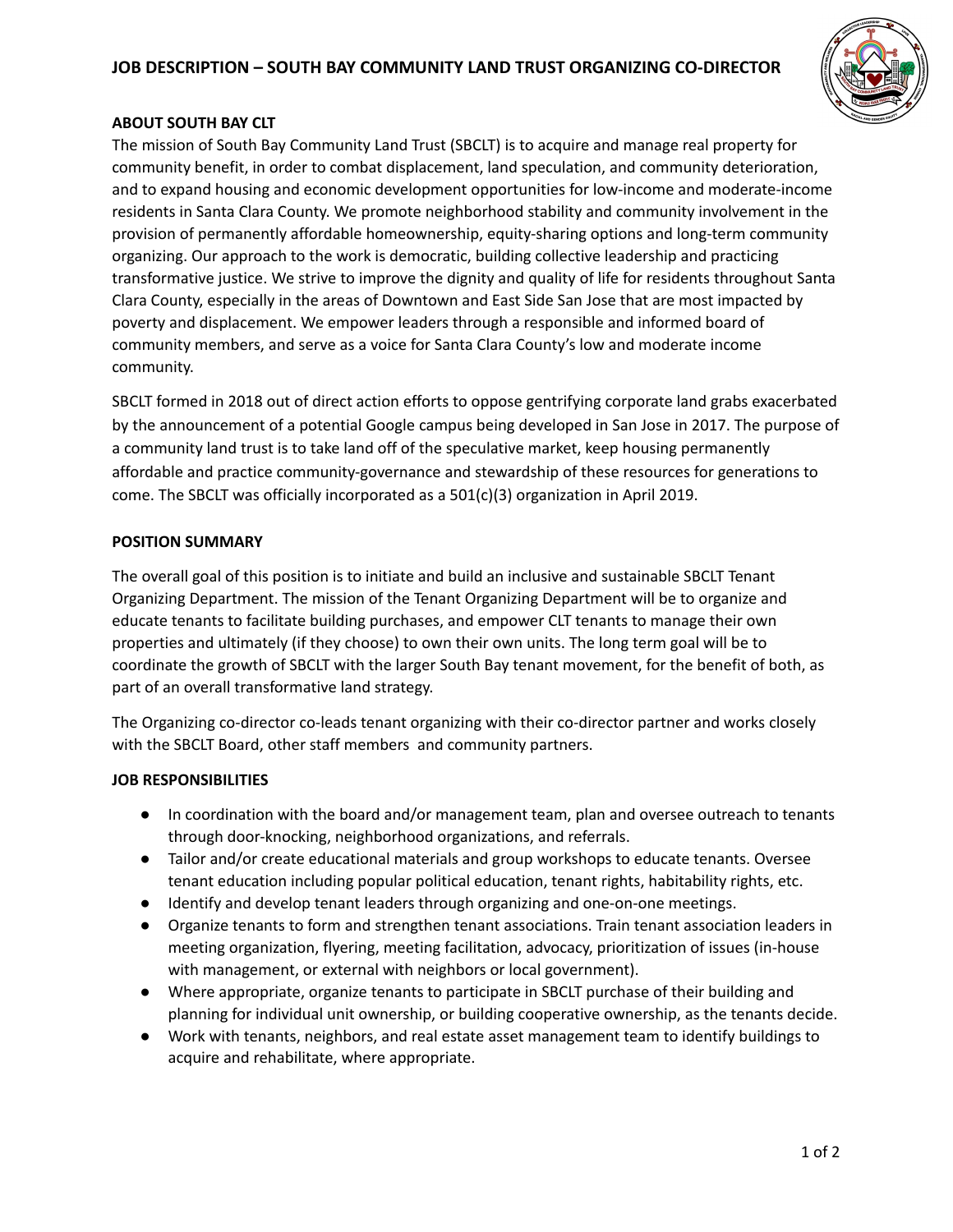# JOB DESCRIPTION – SOUTH BAY COMMUNITY LAND TRUST ORGANIZING CO-DIRECTOR

## ABOUT SOUTH BAY CLT

The mission of South Bay Community Land Trust (SBCLT) is to acquire and manage real property for community benefit, in order to combat displacement, land speculation, and community deterioration, and to expand housing and economic development opportunities for low-income and moderate-income residents in Santa Clara County. We promote neighborhood stability and community involvement in the provision of permanently affordable homeownership, equity-sharing options and long-term community organizing. Our approach to the work is democratic, building collective leadership and practicing transformative justice. We strive to improve the dignity and quality of life for residents throughout Santa Clara County, especially in the areas of Downtown and East Side San Jose that are most impacted by poverty and displacement. We empower leaders through a responsible and informed board of community members, and serve as a voice for Santa Clara County's low and moderate income community.

SBCLT formed in 2018 out of direct action efforts to oppose gentrifying corporate land grabs exacerbated by the announcement of a potential Google campus being developed in San Jose in 2017. The purpose of a community land trust is to take land off of the speculative market, keep housing permanently affordable and practice community-governance and stewardship of these resources for generations to come. The SBCLT was officially incorporated as a 501(c)(3) organization in April 2019.

## POSITION SUMMARY

The overall goal of this position is to initiate and build an inclusive and sustainable SBCLT Tenant Organizing Department. The mission of the Tenant Organizing Department will be to organize and educate tenants to facilitate building purchases, and empower CLT tenants to manage their own properties and ultimately (if they choose) to own their own units. The long term goal will be to coordinate the growth of SBCLT with the larger South Bay tenant movement, for the benefit of both, as part of an overall transformative land strategy.

The Organizing co-director co-leads tenant organizing with their co-director partner and works closely with the SBCLT Board, other staff members and community partners.

## JOB RESPONSIBILITIES

- In coordination with the board and/or management team, plan and oversee outreach to tenants through door-knocking, neighborhood organizations, and referrals.
- Tailor and/or create educational materials and group workshops to educate tenants. Oversee tenant education including popular political education, tenant rights, habitability rights, etc.
- Identify and develop tenant leaders through organizing and one-on-one meetings.
- Organize tenants to form and strengthen tenant associations. Train tenant association leaders in meeting organization, flyering, meeting facilitation, advocacy, prioritization of issues (in-house with management, or external with neighbors or local government).
- Where appropriate, organize tenants to participate in SBCLT purchase of their building and planning for individual unit ownership, or building cooperative ownership, as the tenants decide.
- Work with tenants, neighbors, and real estate asset management team to identify buildings to acquire and rehabilitate, where appropriate.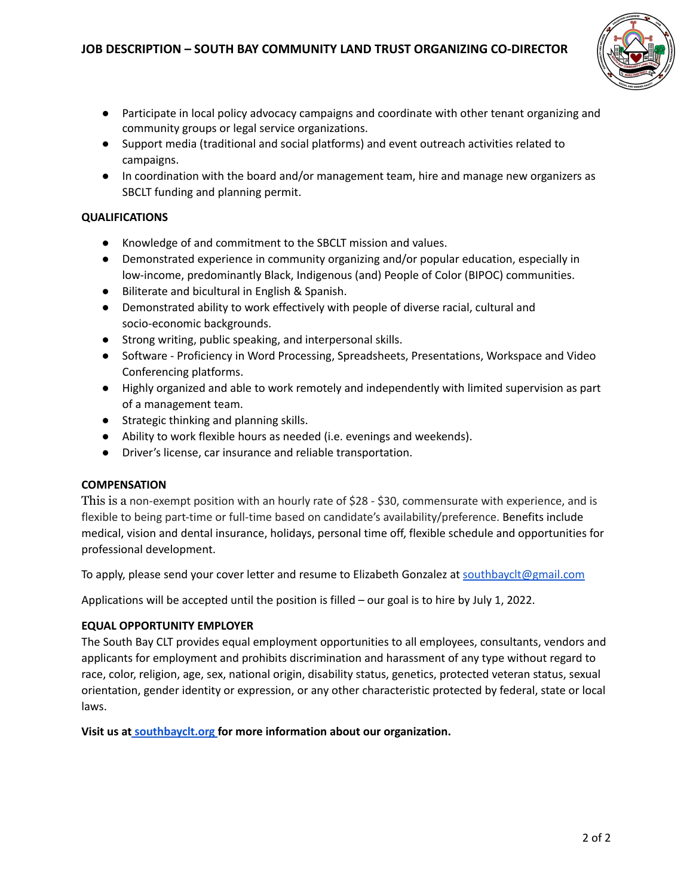- Participate in local policy advocacy campaigns and coordinate with other tenant organizing and community groups or legal service organizations.
- Support media (traditional and social platforms) and event outreach activities related to campaigns.
- In coordination with the board and/or management team, hire and manage new organizers as SBCLT funding and planning permit.

**QUALIFICATIONS**

- Knowledge of and commitment to the SBCLT mission and values.
- Demonstrated experience in community organizing and/or popular education, especially in low-income, predominantly Black, Indigenous (and) People of Color (BIPOC) communities.
- Biliterate and bicultural in English & Spanish.
- Demonstrated ability to work effectively with people of diverse racial, cultural and socio-economic backgrounds.
- Strong writing, public speaking, and interpersonal skills.
- Software - Proficiency in Word Processing, Spreadsheets, Presentations, Workspace and Video Conferencing platforms.
- Highly organized and able to work remotely and independently with limited supervision as part of a management team.
- Strategic thinking and planning skills.
- Ability to work flexible hours as needed (i.e. evenings and weekends).
- Driver's license, car insurance and reliable transportation.

**COMPENSATION**

This is a non-exempt position with an hourly rate of $28 - $30, commensurate with experience, and is flexible to being part-time or full-time based on candidate's availability/preference. Benefits include medical, vision and dental insurance, holidays, personal time off, flexible schedule and opportunities for professional development.

To apply, please send your cover letter and resume to Elizabeth Gonzalez at southbayclt@gmail.com

Applications will be accepted until the position is filled – our goal is to hire by July 1, 2022.

**EQUAL OPPORTUNITY EMPLOYER**

The South Bay CLT provides equal employment opportunities to all employees, consultants, vendors and applicants for employment and prohibits discrimination and harassment of any type without regard to race, color, religion, age, sex, national origin, disability status, genetics, protected veteran status, sexual orientation, gender identity or expression, or any other characteristic protected by federal, state or local laws.

**Visit us at southbayclt.org for more information about our organization.**